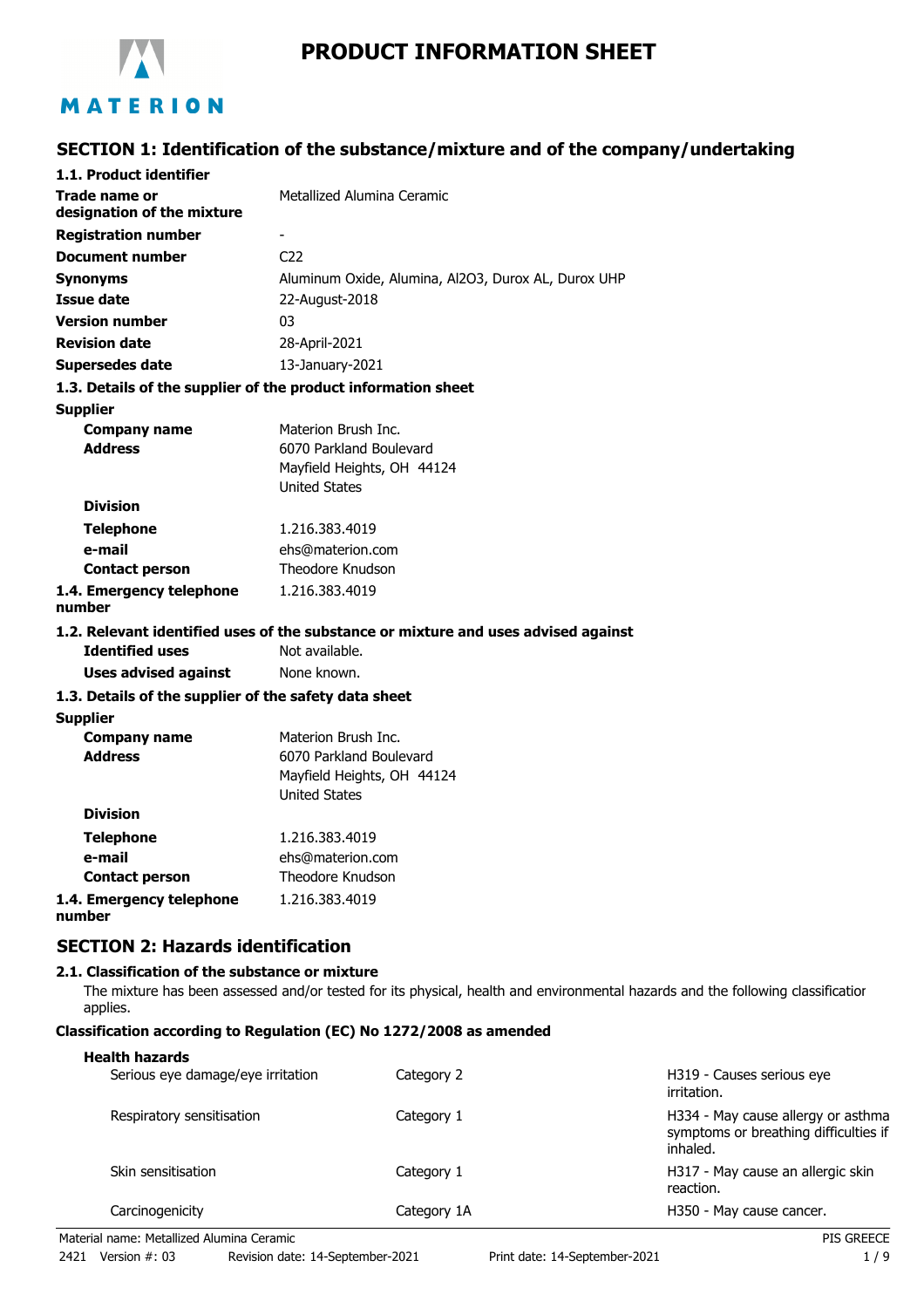# PRODUCT INFORMATION SHEET

## SECTION 1: Identification of the substance/mixture and of the company/undertaking

### 1.1. Product identifier

| | |
|---|---|
| **Trade name or designation of the mixture** | Metallized Alumina Ceramic |
| **Registration number** | - |
| **Document number** | C22 |
| **Synonyms** | Aluminum Oxide, Alumina, $Al_2O_3$, Durox AL, Durox UHP |
| **Issue date** | 22-August-2018 |
| **Version number** | 03 |
| **Revision date** | 28-April-2021 |
| **Supersedes date** | 13-January-2021 |

### 1.3. Details of the supplier of the product information sheet

**Supplier**

| | |
|---|---|
| **Company name** | Materion Brush Inc. |
| **Address** | 6070 Parkland Boulevard<br>Mayfield Heights, OH 44124<br>United States |
| **Division** | |
| **Telephone** | 1.216.383.4019 |
| **e-mail** | ehs@materion.com |
| **Contact person** | Theodore Knudson |
| **1.4. Emergency telephone number** | 1.216.383.4019 |

### 1.2. Relevant identified uses of the substance or mixture and uses advised against

| | |
|---|---|
| **Identified uses** | Not available. |
| **Uses advised against** | None known. |

### 1.3. Details of the supplier of the safety data sheet

**Supplier**

| | |
|---|---|
| **Company name** | Materion Brush Inc. |
| **Address** | 6070 Parkland Boulevard<br>Mayfield Heights, OH 44124<br>United States |
| **Division** | |
| **Telephone** | 1.216.383.4019 |
| **e-mail** | ehs@materion.com |
| **Contact person** | Theodore Knudson |
| **1.4. Emergency telephone number** | 1.216.383.4019 |

## SECTION 2: Hazards identification

### 2.1. Classification of the substance or mixture

The mixture has been assessed and/or tested for its physical, health and environmental hazards and the following classification applies.

**Classification according to Regulation (EC) No 1272/2008 as amended**

**Health hazards**

| | | |
|---|---|---|
| Serious eye damage/eye irritation | Category 2 | H319 - Causes serious eye irritation. |
| Respiratory sensitisation | Category 1 | H334 - May cause allergy or asthma symptoms or breathing difficulties if inhaled. |
| Skin sensitisation | Category 1 | H317 - May cause an allergic skin reaction. |
| Carcinogenicity | Category 1A | H350 - May cause cancer. |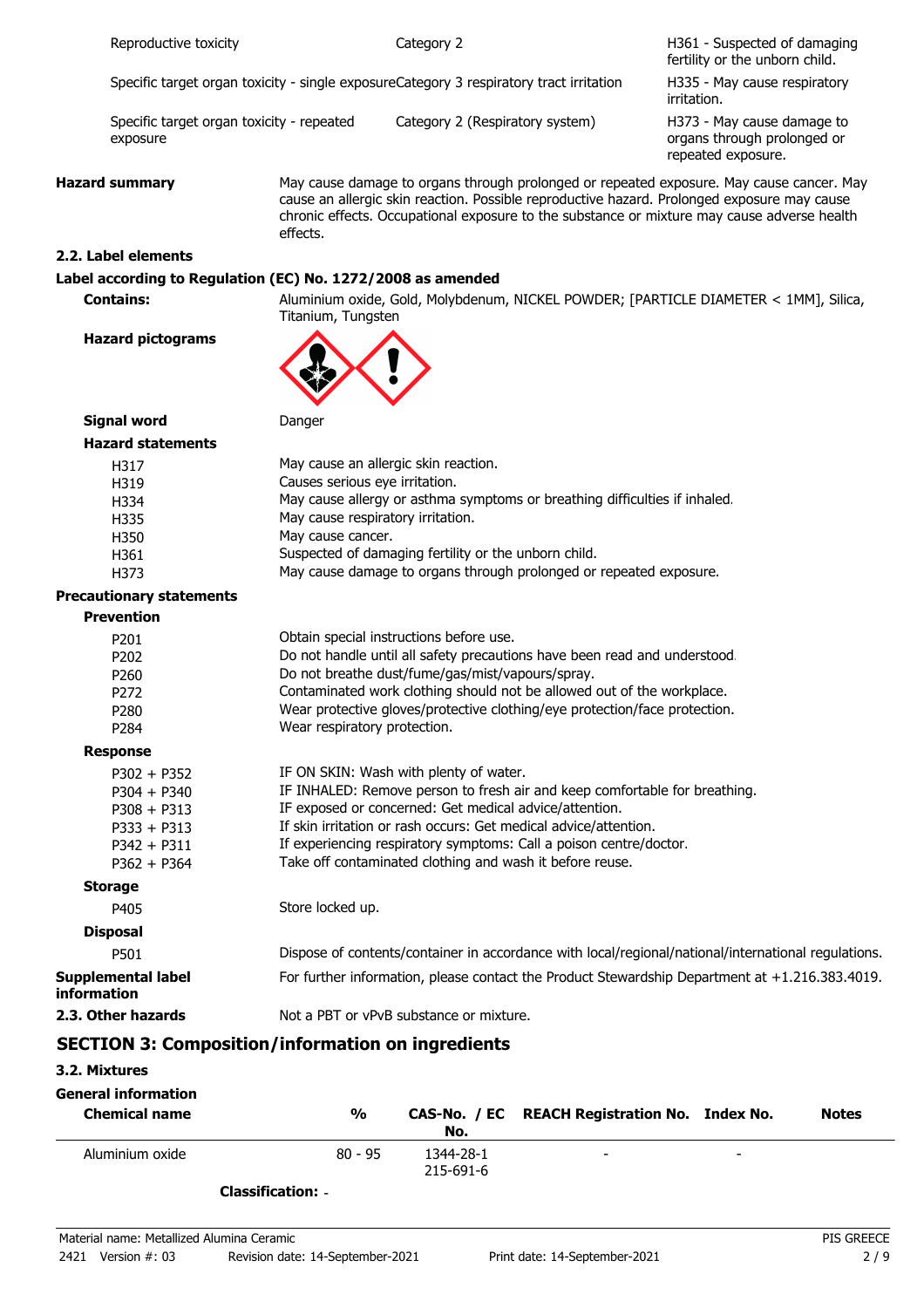| Reproductive toxicity | Category 2 | H361 - Suspected of damaging fertility or the unborn child. |
|---|---|---|
| Specific target organ toxicity - single exposure | Category 3 respiratory tract irritation | H335 - May cause respiratory irritation. |
| Specific target organ toxicity - repeated exposure | Category 2 (Respiratory system) | H373 - May cause damage to organs through prolonged or repeated exposure. |

**Hazard summary** May cause damage to organs through prolonged or repeated exposure. May cause cancer. May cause an allergic skin reaction. Possible reproductive hazard. Prolonged exposure may cause chronic effects. Occupational exposure to the substance or mixture may cause adverse health effects.

### 2.2. Label elements

**Label according to Regulation (EC) No. 1272/2008 as amended**

**Contains:** Aluminium oxide, Gold, Molybdenum, NICKEL POWDER; [PARTICLE DIAMETER < 1MM], Silica, Titanium, Tungsten

**Hazard pictograms**

**Signal word** Danger

**Hazard statements**

- H317 May cause an allergic skin reaction.
- H319 Causes serious eye irritation.
- H334 May cause allergy or asthma symptoms or breathing difficulties if inhaled.
- H335 May cause respiratory irritation.
- H350 May cause cancer.
- H361 Suspected of damaging fertility or the unborn child.
- H373 May cause damage to organs through prolonged or repeated exposure.

**Precautionary statements**

**Prevention**

- P201 Obtain special instructions before use.
- P202 Do not handle until all safety precautions have been read and understood.
- P260 Do not breathe dust/fume/gas/mist/vapours/spray.
- P272 Contaminated work clothing should not be allowed out of the workplace.
- P280 Wear protective gloves/protective clothing/eye protection/face protection.
- P284 Wear respiratory protection.

**Response**

- P302 + P352 IF ON SKIN: Wash with plenty of water.
- P304 + P340 IF INHALED: Remove person to fresh air and keep comfortable for breathing.
- P308 + P313 IF exposed or concerned: Get medical advice/attention.
- P333 + P313 If skin irritation or rash occurs: Get medical advice/attention.
- P342 + P311 If experiencing respiratory symptoms: Call a poison centre/doctor.
- P362 + P364 Take off contaminated clothing and wash it before reuse.

**Storage**

- P405 Store locked up.

**Disposal**

- P501 Dispose of contents/container in accordance with local/regional/national/international regulations.

**Supplemental label information** For further information, please contact the Product Stewardship Department at +1.216.383.4019.

**2.3. Other hazards** Not a PBT or vPvB substance or mixture.

## SECTION 3: Composition/information on ingredients

### 3.2. Mixtures

**General information**

| Chemical name | % | CAS-No. / EC No. | REACH Registration No. | Index No. | Notes |
|---|---|---|---|---|---|
| Aluminium oxide | 80 - 95 | 1344-28-1<br>215-691-6 | - | - | |

**Classification:** -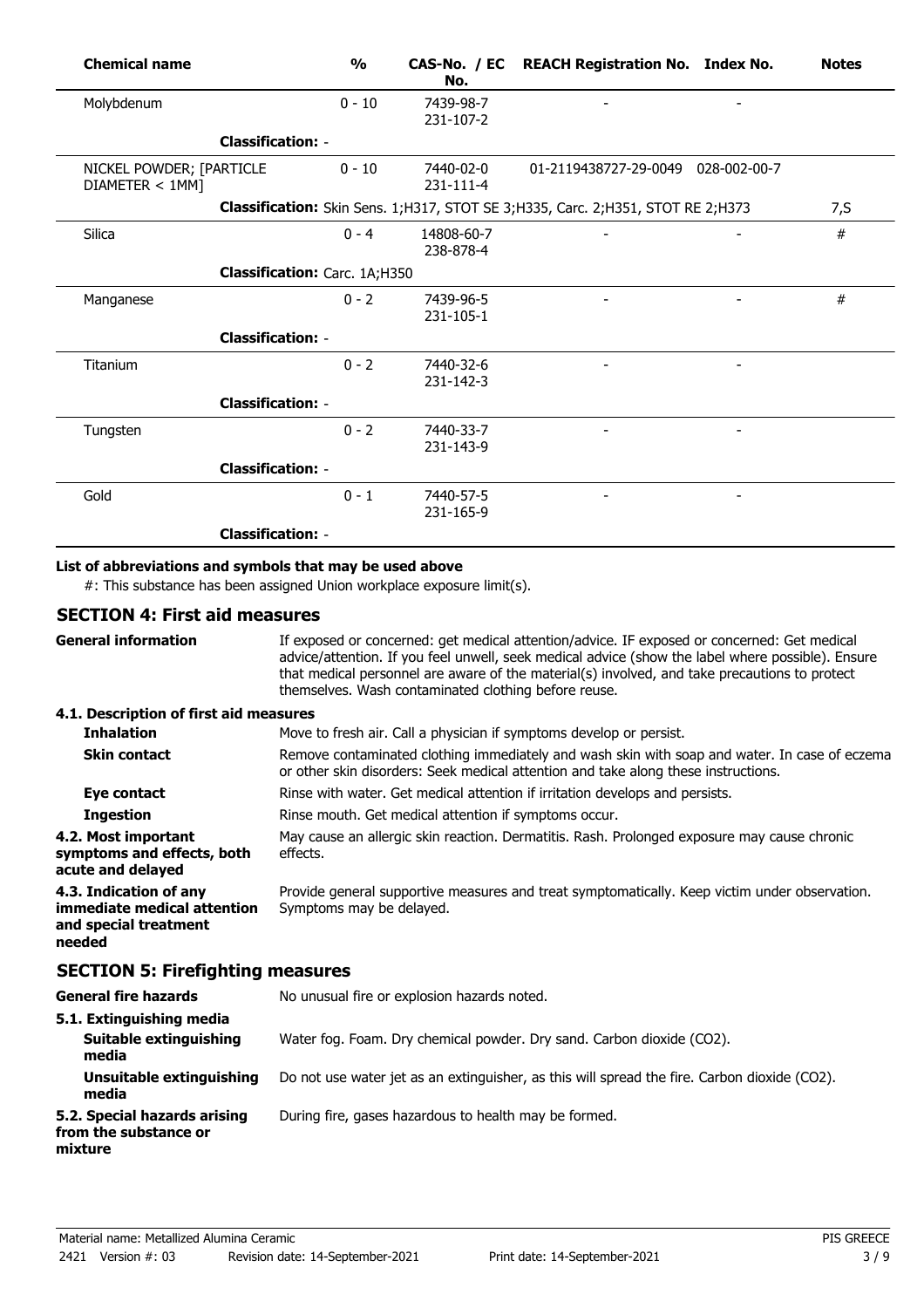| Chemical name | % | CAS-No. / EC No. | REACH Registration No. | Index No. | Notes |
|---|---|---|---|---|---|
| Molybdenum | 0 - 10 | 7439-98-7<br>231-107-2 | - | - | |
| **Classification:** - | | | | | |
| NICKEL POWDER; [PARTICLE DIAMETER < 1MM] | 0 - 10 | 7440-02-0<br>231-111-4 | 01-2119438727-29-0049 | 028-002-00-7 | |
| **Classification:** Skin Sens. 1;H317, STOT SE 3;H335, Carc. 2;H351, STOT RE 2;H373 | | | | | 7,S |
| Silica | 0 - 4 | 14808-60-7<br>238-878-4 | - | - | # |
| **Classification:** Carc. 1A;H350 | | | | | |
| Manganese | 0 - 2 | 7439-96-5<br>231-105-1 | - | - | # |
| **Classification:** - | | | | | |
| Titanium | 0 - 2 | 7440-32-6<br>231-142-3 | - | - | |
| **Classification:** - | | | | | |
| Tungsten | 0 - 2 | 7440-33-7<br>231-143-9 | - | - | |
| **Classification:** - | | | | | |
| Gold | 0 - 1 | 7440-57-5<br>231-165-9 | - | - | |
| **Classification:** - | | | | | |

**List of abbreviations and symbols that may be used above**

#: This substance has been assigned Union workplace exposure limit(s).

## SECTION 4: First aid measures

**General information**

If exposed or concerned: get medical attention/advice. IF exposed or concerned: Get medical advice/attention. If you feel unwell, seek medical advice (show the label where possible). Ensure that medical personnel are aware of the material(s) involved, and take precautions to protect themselves. Wash contaminated clothing before reuse.

### 4.1. Description of first aid measures

**Inhalation**

Move to fresh air. Call a physician if symptoms develop or persist.

**Skin contact**

Remove contaminated clothing immediately and wash skin with soap and water. In case of eczema or other skin disorders: Seek medical attention and take along these instructions.

**Eye contact**

Rinse with water. Get medical attention if irritation develops and persists.

**Ingestion**

Rinse mouth. Get medical attention if symptoms occur.

**4.2. Most important symptoms and effects, both acute and delayed**

May cause an allergic skin reaction. Dermatitis. Rash. Prolonged exposure may cause chronic effects.

**4.3. Indication of any immediate medical attention and special treatment needed**

Provide general supportive measures and treat symptomatically. Keep victim under observation. Symptoms may be delayed.

## SECTION 5: Firefighting measures

**General fire hazards**

No unusual fire or explosion hazards noted.

### 5.1. Extinguishing media

**Suitable extinguishing media**

Water fog. Foam. Dry chemical powder. Dry sand. Carbon dioxide ($CO_2$).

**Unsuitable extinguishing media**

Do not use water jet as an extinguisher, as this will spread the fire. Carbon dioxide ($CO_2$).

**5.2. Special hazards arising from the substance or mixture**

During fire, gases hazardous to health may be formed.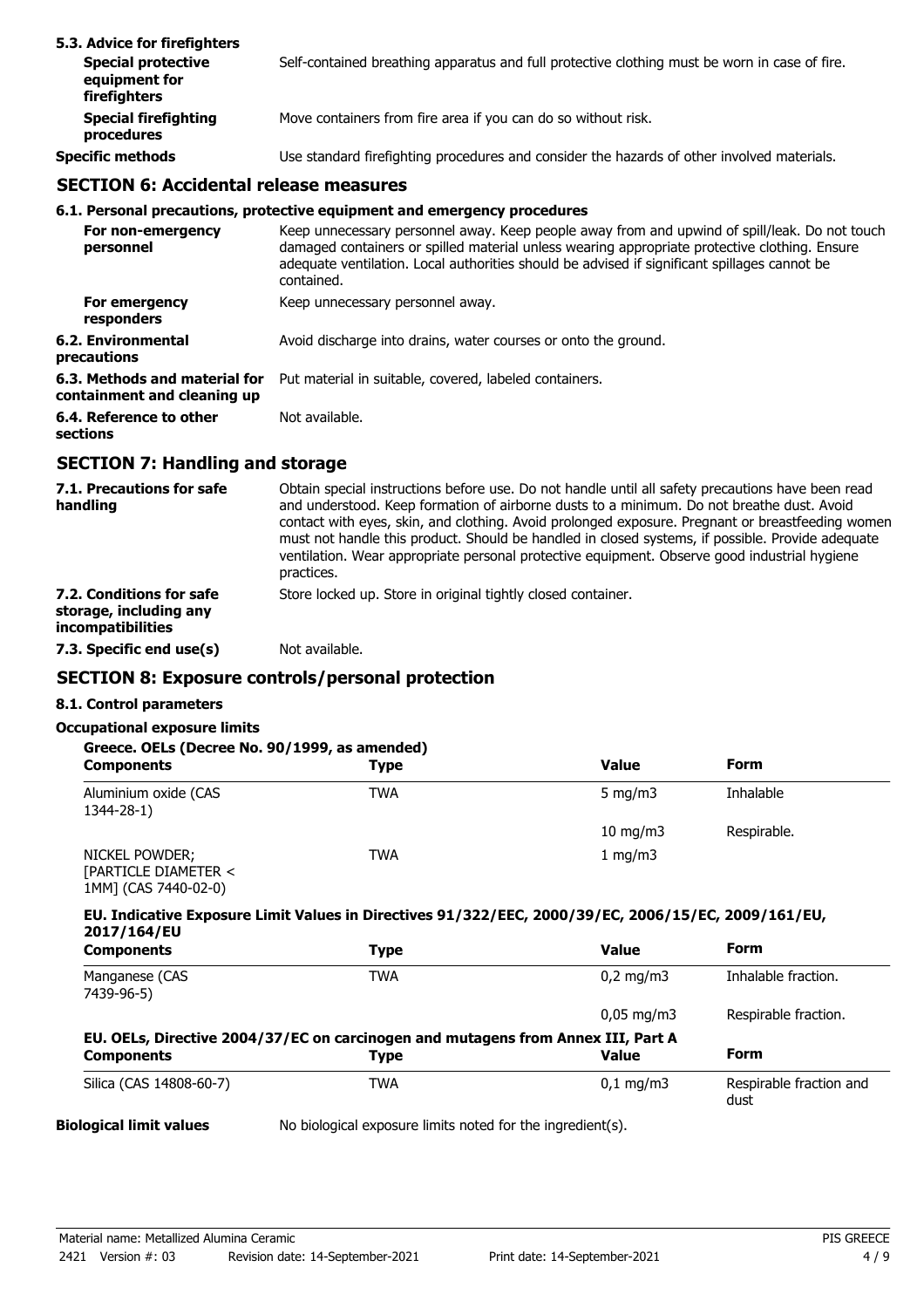### 5.3. Advice for firefighters

| | |
|---|---|
| **Special protective equipment for firefighters** | Self-contained breathing apparatus and full protective clothing must be worn in case of fire. |
| **Special firefighting procedures** | Move containers from fire area if you can do so without risk. |
| **Specific methods** | Use standard firefighting procedures and consider the hazards of other involved materials. |

## SECTION 6: Accidental release measures

### 6.1. Personal precautions, protective equipment and emergency procedures

| | |
|---|---|
| **For non-emergency personnel** | Keep unnecessary personnel away. Keep people away from and upwind of spill/leak. Do not touch damaged containers or spilled material unless wearing appropriate protective clothing. Ensure adequate ventilation. Local authorities should be advised if significant spillages cannot be contained. |
| **For emergency responders** | Keep unnecessary personnel away. |
| **6.2. Environmental precautions** | Avoid discharge into drains, water courses or onto the ground. |
| **6.3. Methods and material for containment and cleaning up** | Put material in suitable, covered, labeled containers. |
| **6.4. Reference to other sections** | Not available. |

## SECTION 7: Handling and storage

| | |
|---|---|
| **7.1. Precautions for safe handling** | Obtain special instructions before use. Do not handle until all safety precautions have been read and understood. Keep formation of airborne dusts to a minimum. Do not breathe dust. Avoid contact with eyes, skin, and clothing. Avoid prolonged exposure. Pregnant or breastfeeding women must not handle this product. Should be handled in closed systems, if possible. Provide adequate ventilation. Wear appropriate personal protective equipment. Observe good industrial hygiene practices. |
| **7.2. Conditions for safe storage, including any incompatibilities** | Store locked up. Store in original tightly closed container. |
| **7.3. Specific end use(s)** | Not available. |

## SECTION 8: Exposure controls/personal protection

### 8.1. Control parameters

**Occupational exposure limits**

**Greece. OELs (Decree No. 90/1999, as amended)**

| Components | Type | Value | Form |
|---|---|---|---|
| Aluminium oxide (CAS 1344-28-1) | TWA | 5 mg/m3 | Inhalable |
| | | 10 mg/m3 | Respirable. |
| NICKEL POWDER; [PARTICLE DIAMETER < 1MM] (CAS 7440-02-0) | TWA | 1 mg/m3 | |

**EU. Indicative Exposure Limit Values in Directives 91/322/EEC, 2000/39/EC, 2006/15/EC, 2009/161/EU, 2017/164/EU**

| Components | Type | Value | Form |
|---|---|---|---|
| Manganese (CAS 7439-96-5) | TWA | 0,2 mg/m3 | Inhalable fraction. |
| | | 0,05 mg/m3 | Respirable fraction. |

**EU. OELs, Directive 2004/37/EC on carcinogen and mutagens from Annex III, Part A**

| Components | Type | Value | Form |
|---|---|---|---|
| Silica (CAS 14808-60-7) | TWA | 0,1 mg/m3 | Respirable fraction and dust |

| | |
|---|---|
| **Biological limit values** | No biological exposure limits noted for the ingredient(s). |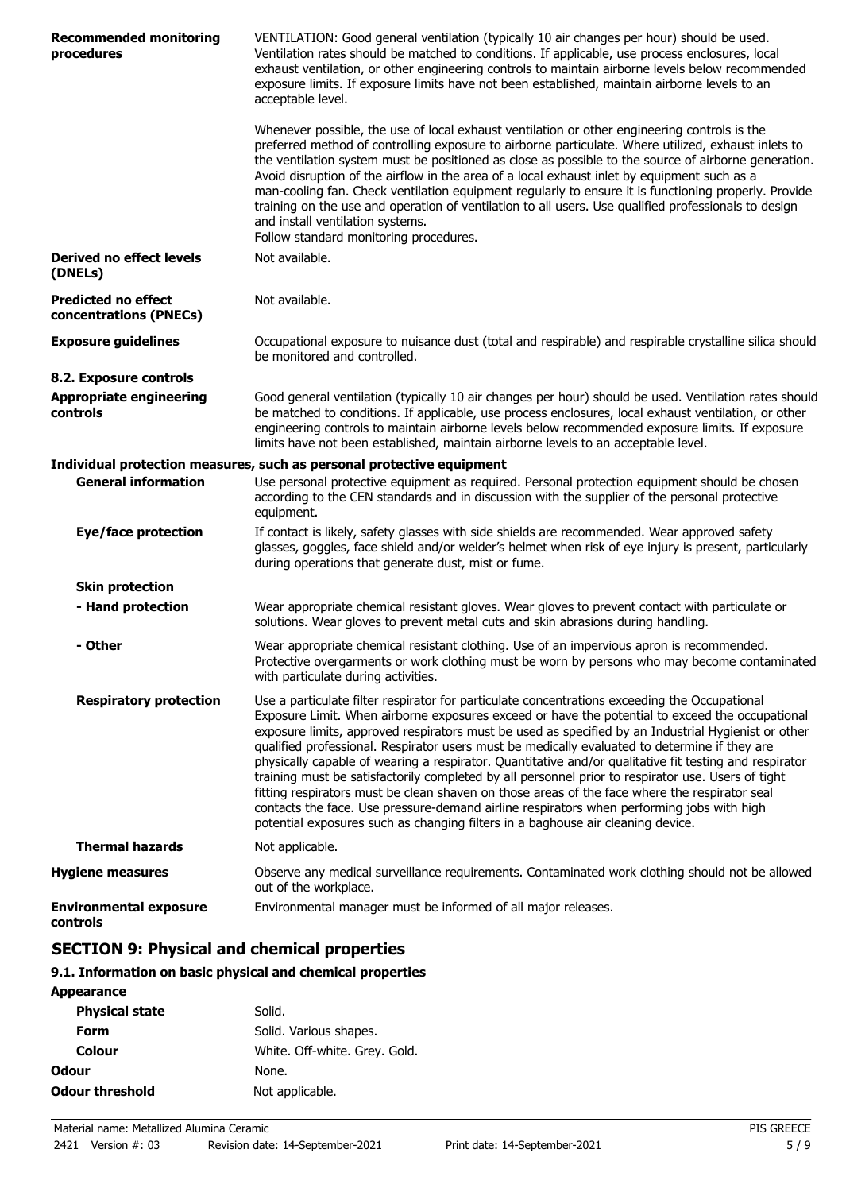| | |
|---|---|
| **Recommended monitoring procedures** | VENTILATION: Good general ventilation (typically 10 air changes per hour) should be used. Ventilation rates should be matched to conditions. If applicable, use process enclosures, local exhaust ventilation, or other engineering controls to maintain airborne levels below recommended exposure limits. If exposure limits have not been established, maintain airborne levels to an acceptable level.<br><br>Whenever possible, the use of local exhaust ventilation or other engineering controls is the preferred method of controlling exposure to airborne particulate. Where utilized, exhaust inlets to the ventilation system must be positioned as close as possible to the source of airborne generation. Avoid disruption of the airflow in the area of a local exhaust inlet by equipment such as a man-cooling fan. Check ventilation equipment regularly to ensure it is functioning properly. Provide training on the use and operation of ventilation to all users. Use qualified professionals to design and install ventilation systems.<br>Follow standard monitoring procedures. |
| **Derived no effect levels (DNELs)** | Not available. |
| **Predicted no effect concentrations (PNECs)** | Not available. |
| **Exposure guidelines** | Occupational exposure to nuisance dust (total and respirable) and respirable crystalline silica should be monitored and controlled. |

**8.2. Exposure controls**

| | |
|---|---|
| **Appropriate engineering controls** | Good general ventilation (typically 10 air changes per hour) should be used. Ventilation rates should be matched to conditions. If applicable, use process enclosures, local exhaust ventilation, or other engineering controls to maintain airborne levels below recommended exposure limits. If exposure limits have not been established, maintain airborne levels to an acceptable level. |

**Individual protection measures, such as personal protective equipment**

| | |
|---|---|
| **General information** | Use personal protective equipment as required. Personal protection equipment should be chosen according to the CEN standards and in discussion with the supplier of the personal protective equipment. |
| **Eye/face protection** | If contact is likely, safety glasses with side shields are recommended. Wear approved safety glasses, goggles, face shield and/or welder's helmet when risk of eye injury is present, particularly during operations that generate dust, mist or fume. |
| **Skin protection** | |
| **- Hand protection** | Wear appropriate chemical resistant gloves. Wear gloves to prevent contact with particulate or solutions. Wear gloves to prevent metal cuts and skin abrasions during handling. |
| **- Other** | Wear appropriate chemical resistant clothing. Use of an impervious apron is recommended. Protective overgarments or work clothing must be worn by persons who may become contaminated with particulate during activities. |
| **Respiratory protection** | Use a particulate filter respirator for particulate concentrations exceeding the Occupational Exposure Limit. When airborne exposures exceed or have the potential to exceed the occupational exposure limits, approved respirators must be used as specified by an Industrial Hygienist or other qualified professional. Respirator users must be medically evaluated to determine if they are physically capable of wearing a respirator. Quantitative and/or qualitative fit testing and respirator training must be satisfactorily completed by all personnel prior to respirator use. Users of tight fitting respirators must be clean shaven on those areas of the face where the respirator seal contacts the face. Use pressure-demand airline respirators when performing jobs with high potential exposures such as changing filters in a baghouse air cleaning device. |
| **Thermal hazards** | Not applicable. |
| **Hygiene measures** | Observe any medical surveillance requirements. Contaminated work clothing should not be allowed out of the workplace. |
| **Environmental exposure controls** | Environmental manager must be informed of all major releases. |

## SECTION 9: Physical and chemical properties

**9.1. Information on basic physical and chemical properties**

| | |
|---|---|
| **Appearance** | |
| **Physical state** | Solid. |
| **Form** | Solid. Various shapes. |
| **Colour** | White. Off-white. Grey. Gold. |
| **Odour** | None. |
| **Odour threshold** | Not applicable. |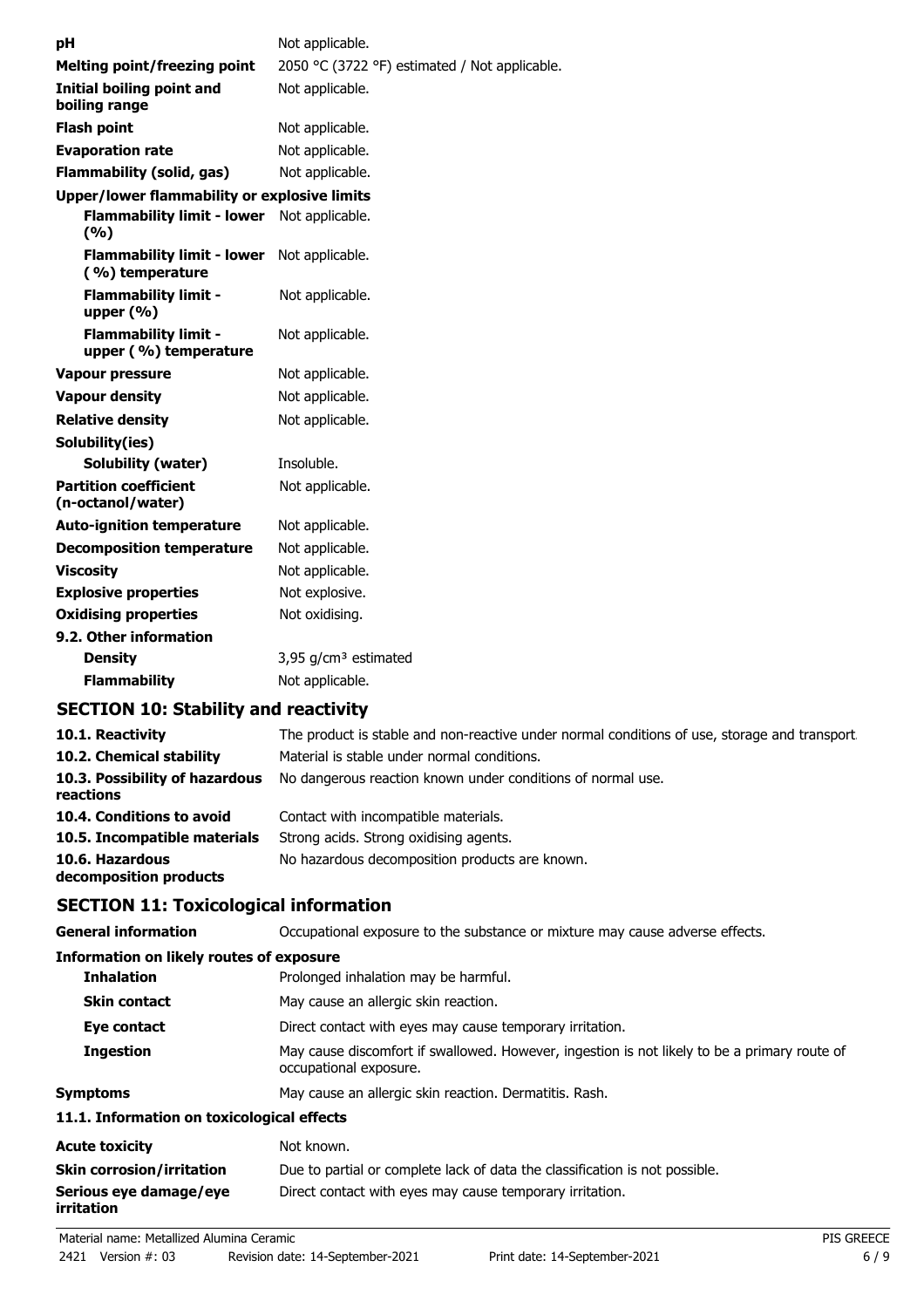| | |
|---|---|
| **pH** | Not applicable. |
| **Melting point/freezing point** | 2050 °C (3722 °F) estimated / Not applicable. |
| **Initial boiling point and boiling range** | Not applicable. |
| **Flash point** | Not applicable. |
| **Evaporation rate** | Not applicable. |
| **Flammability (solid, gas)** | Not applicable. |
| **Upper/lower flammability or explosive limits** | |
| **Flammability limit - lower (%)** | Not applicable. |
| **Flammability limit - lower (%) temperature** | Not applicable. |
| **Flammability limit - upper (%)** | Not applicable. |
| **Flammability limit - upper (%) temperature** | Not applicable. |
| **Vapour pressure** | Not applicable. |
| **Vapour density** | Not applicable. |
| **Relative density** | Not applicable. |
| **Solubility(ies)** | |
| **Solubility (water)** | Insoluble. |
| **Partition coefficient (n-octanol/water)** | Not applicable. |
| **Auto-ignition temperature** | Not applicable. |
| **Decomposition temperature** | Not applicable. |
| **Viscosity** | Not applicable. |
| **Explosive properties** | Not explosive. |
| **Oxidising properties** | Not oxidising. |
| **9.2. Other information** | |
| **Density** | 3,95 g/cm³ estimated |
| **Flammability** | Not applicable. |

## SECTION 10: Stability and reactivity

| | |
|---|---|
| **10.1. Reactivity** | The product is stable and non-reactive under normal conditions of use, storage and transport. |
| **10.2. Chemical stability** | Material is stable under normal conditions. |
| **10.3. Possibility of hazardous reactions** | No dangerous reaction known under conditions of normal use. |
| **10.4. Conditions to avoid** | Contact with incompatible materials. |
| **10.5. Incompatible materials** | Strong acids. Strong oxidising agents. |
| **10.6. Hazardous decomposition products** | No hazardous decomposition products are known. |

## SECTION 11: Toxicological information

| | |
|---|---|
| **General information** | Occupational exposure to the substance or mixture may cause adverse effects. |
| **Information on likely routes of exposure** | |
| **Inhalation** | Prolonged inhalation may be harmful. |
| **Skin contact** | May cause an allergic skin reaction. |
| **Eye contact** | Direct contact with eyes may cause temporary irritation. |
| **Ingestion** | May cause discomfort if swallowed. However, ingestion is not likely to be a primary route of occupational exposure. |
| **Symptoms** | May cause an allergic skin reaction. Dermatitis. Rash. |
| **11.1. Information on toxicological effects** | |
| **Acute toxicity** | Not known. |
| **Skin corrosion/irritation** | Due to partial or complete lack of data the classification is not possible. |
| **Serious eye damage/eye irritation** | Direct contact with eyes may cause temporary irritation. |

Material name: Metallized Alumina Ceramic
2421 Version #: 03 Revision date: 14-September-2021 Print date: 14-September-2021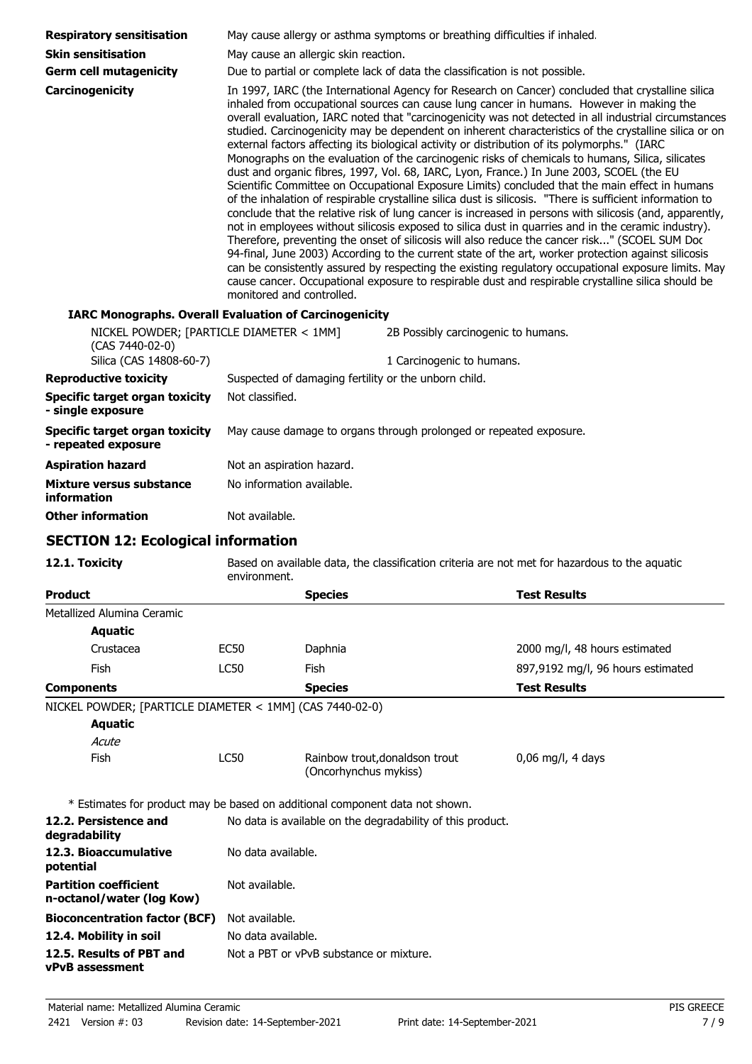| | |
|---|---|
| **Respiratory sensitisation** | May cause allergy or asthma symptoms or breathing difficulties if inhaled. |
| **Skin sensitisation** | May cause an allergic skin reaction. |
| **Germ cell mutagenicity** | Due to partial or complete lack of data the classification is not possible. |
| **Carcinogenicity** | In 1997, IARC (the International Agency for Research on Cancer) concluded that crystalline silica inhaled from occupational sources can cause lung cancer in humans. However in making the overall evaluation, IARC noted that "carcinogenicity was not detected in all industrial circumstances studied. Carcinogenicity may be dependent on inherent characteristics of the crystalline silica or on external factors affecting its biological activity or distribution of its polymorphs." (IARC Monographs on the evaluation of the carcinogenic risks of chemicals to humans, Silica, silicates dust and organic fibres, 1997, Vol. 68, IARC, Lyon, France.) In June 2003, SCOEL (the EU Scientific Committee on Occupational Exposure Limits) concluded that the main effect in humans of the inhalation of respirable crystalline silica dust is silicosis. "There is sufficient information to conclude that the relative risk of lung cancer is increased in persons with silicosis (and, apparently, not in employees without silicosis exposed to silica dust in quarries and in the ceramic industry). Therefore, preventing the onset of silicosis will also reduce the cancer risk..." (SCOEL SUM Doc 94-final, June 2003) According to the current state of the art, worker protection against silicosis can be consistently assured by respecting the existing regulatory occupational exposure limits. May cause cancer. Occupational exposure to respirable dust and respirable crystalline silica should be monitored and controlled. |

**IARC Monographs. Overall Evaluation of Carcinogenicity**

| | |
|---|---|
| NICKEL POWDER; [PARTICLE DIAMETER < 1MM] (CAS 7440-02-0) | 2B Possibly carcinogenic to humans. |
| Silica (CAS 14808-60-7) | 1 Carcinogenic to humans. |

| | |
|---|---|
| **Reproductive toxicity** | Suspected of damaging fertility or the unborn child. |
| **Specific target organ toxicity - single exposure** | Not classified. |
| **Specific target organ toxicity - repeated exposure** | May cause damage to organs through prolonged or repeated exposure. |
| **Aspiration hazard** | Not an aspiration hazard. |
| **Mixture versus substance information** | No information available. |
| **Other information** | Not available. |

## SECTION 12: Ecological information

**12.1. Toxicity** Based on available data, the classification criteria are not met for hazardous to the aquatic environment.

| Product | | Species | Test Results |
|---|---|---|---|
| Metallized Alumina Ceramic | | | |
| **Aquatic** | | | |
| Crustacea | EC50 | Daphnia | 2000 mg/l, 48 hours estimated |
| Fish | LC50 | Fish | 897,9192 mg/l, 96 hours estimated |

| Components | | Species | Test Results |
|---|---|---|---|
| NICKEL POWDER; [PARTICLE DIAMETER < 1MM] (CAS 7440-02-0) | | | |
| **Aquatic** | | | |
| *Acute* | | | |
| Fish | LC50 | Rainbow trout,donaldson trout (Oncorhynchus mykiss) | 0,06 mg/l, 4 days |

\* Estimates for product may be based on additional component data not shown.

| | |
|---|---|
| **12.2. Persistence and degradability** | No data is available on the degradability of this product. |
| **12.3. Bioaccumulative potential** | No data available. |
| **Partition coefficient n-octanol/water (log Kow)** | Not available. |
| **Bioconcentration factor (BCF)** | Not available. |
| **12.4. Mobility in soil** | No data available. |
| **12.5. Results of PBT and vPvB assessment** | Not a PBT or vPvB substance or mixture. |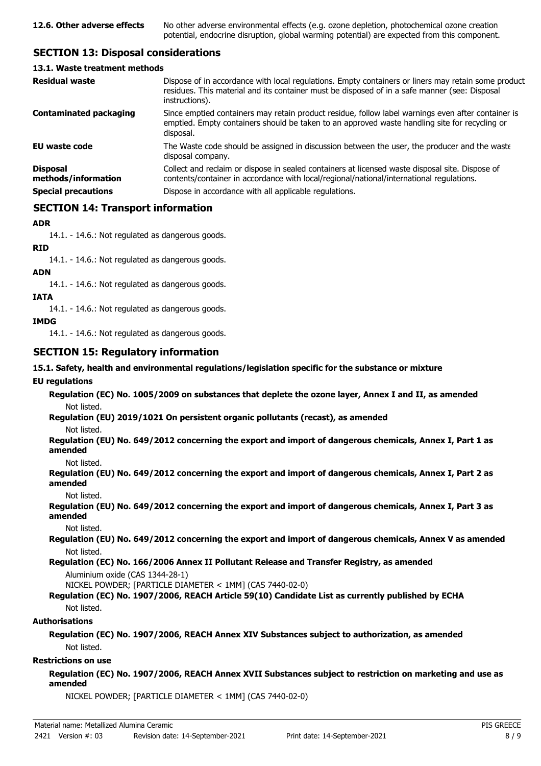**12.6. Other adverse effects** No other adverse environmental effects (e.g. ozone depletion, photochemical ozone creation potential, endocrine disruption, global warming potential) are expected from this component.

## SECTION 13: Disposal considerations

### 13.1. Waste treatment methods

| | |
|---|---|
| **Residual waste** | Dispose of in accordance with local regulations. Empty containers or liners may retain some product residues. This material and its container must be disposed of in a safe manner (see: Disposal instructions). |
| **Contaminated packaging** | Since emptied containers may retain product residue, follow label warnings even after container is emptied. Empty containers should be taken to an approved waste handling site for recycling or disposal. |
| **EU waste code** | The Waste code should be assigned in discussion between the user, the producer and the waste disposal company. |
| **Disposal methods/information** | Collect and reclaim or dispose in sealed containers at licensed waste disposal site. Dispose of contents/container in accordance with local/regional/national/international regulations. |
| **Special precautions** | Dispose in accordance with all applicable regulations. |

## SECTION 14: Transport information

**ADR**

14.1. - 14.6.: Not regulated as dangerous goods.

**RID**

14.1. - 14.6.: Not regulated as dangerous goods.

**ADN**

14.1. - 14.6.: Not regulated as dangerous goods.

**IATA**

14.1. - 14.6.: Not regulated as dangerous goods.

**IMDG**

14.1. - 14.6.: Not regulated as dangerous goods.

## SECTION 15: Regulatory information

### 15.1. Safety, health and environmental regulations/legislation specific for the substance or mixture

**EU regulations**

**Regulation (EC) No. 1005/2009 on substances that deplete the ozone layer, Annex I and II, as amended**

Not listed.

**Regulation (EU) 2019/1021 On persistent organic pollutants (recast), as amended**

Not listed.

**Regulation (EU) No. 649/2012 concerning the export and import of dangerous chemicals, Annex I, Part 1 as amended**

Not listed.

**Regulation (EU) No. 649/2012 concerning the export and import of dangerous chemicals, Annex I, Part 2 as amended**

Not listed.

**Regulation (EU) No. 649/2012 concerning the export and import of dangerous chemicals, Annex I, Part 3 as amended**

Not listed.

**Regulation (EU) No. 649/2012 concerning the export and import of dangerous chemicals, Annex V as amended**

Not listed.

**Regulation (EC) No. 166/2006 Annex II Pollutant Release and Transfer Registry, as amended**

Aluminium oxide (CAS 1344-28-1)
NICKEL POWDER; [PARTICLE DIAMETER < 1MM] (CAS 7440-02-0)

**Regulation (EC) No. 1907/2006, REACH Article 59(10) Candidate List as currently published by ECHA**

Not listed.

**Authorisations**

**Regulation (EC) No. 1907/2006, REACH Annex XIV Substances subject to authorization, as amended**

Not listed.

**Restrictions on use**

**Regulation (EC) No. 1907/2006, REACH Annex XVII Substances subject to restriction on marketing and use as amended**

NICKEL POWDER; [PARTICLE DIAMETER < 1MM] (CAS 7440-02-0)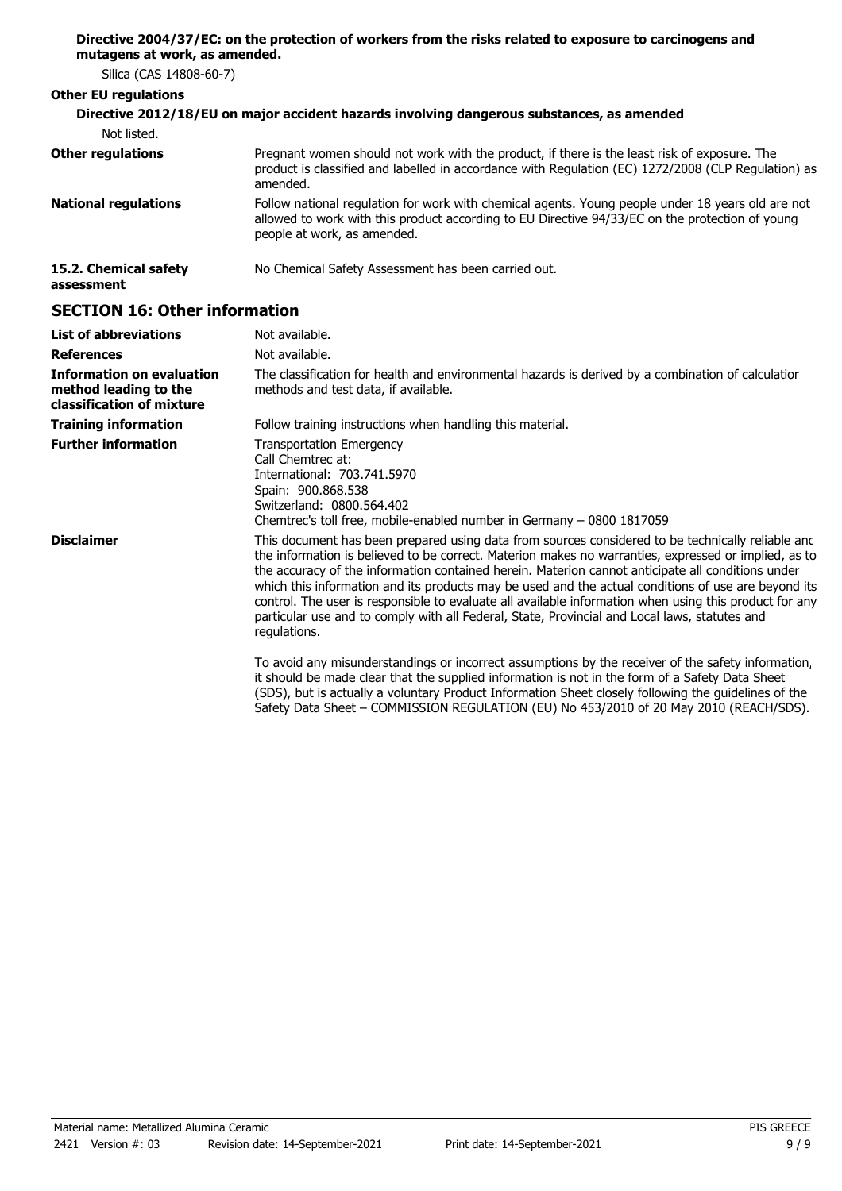**Directive 2004/37/EC: on the protection of workers from the risks related to exposure to carcinogens and mutagens at work, as amended.**

Silica (CAS 14808-60-7)

**Other EU regulations**

**Directive 2012/18/EU on major accident hazards involving dangerous substances, as amended**

Not listed.

| | |
|---|---|
| **Other regulations** | Pregnant women should not work with the product, if there is the least risk of exposure. The product is classified and labelled in accordance with Regulation (EC) 1272/2008 (CLP Regulation) as amended. |
| **National regulations** | Follow national regulation for work with chemical agents. Young people under 18 years old are not allowed to work with this product according to EU Directive 94/33/EC on the protection of young people at work, as amended. |
| **15.2. Chemical safety assessment** | No Chemical Safety Assessment has been carried out. |

## SECTION 16: Other information

| | |
|---|---|
| **List of abbreviations** | Not available. |
| **References** | Not available. |
| **Information on evaluation method leading to the classification of mixture** | The classification for health and environmental hazards is derived by a combination of calculatior methods and test data, if available. |
| **Training information** | Follow training instructions when handling this material. |
| **Further information** | Transportation Emergency<br>Call Chemtrec at:<br>International: 703.741.5970<br>Spain: 900.868.538<br>Switzerland: 0800.564.402<br>Chemtrec's toll free, mobile-enabled number in Germany – 0800 1817059 |
| **Disclaimer** | This document has been prepared using data from sources considered to be technically reliable anc the information is believed to be correct. Materion makes no warranties, expressed or implied, as to the accuracy of the information contained herein. Materion cannot anticipate all conditions under which this information and its products may be used and the actual conditions of use are beyond its control. The user is responsible to evaluate all available information when using this product for any particular use and to comply with all Federal, State, Provincial and Local laws, statutes and regulations.<br><br>To avoid any misunderstandings or incorrect assumptions by the receiver of the safety information, it should be made clear that the supplied information is not in the form of a Safety Data Sheet (SDS), but is actually a voluntary Product Information Sheet closely following the guidelines of the Safety Data Sheet – COMMISSION REGULATION (EU) No 453/2010 of 20 May 2010 (REACH/SDS). |